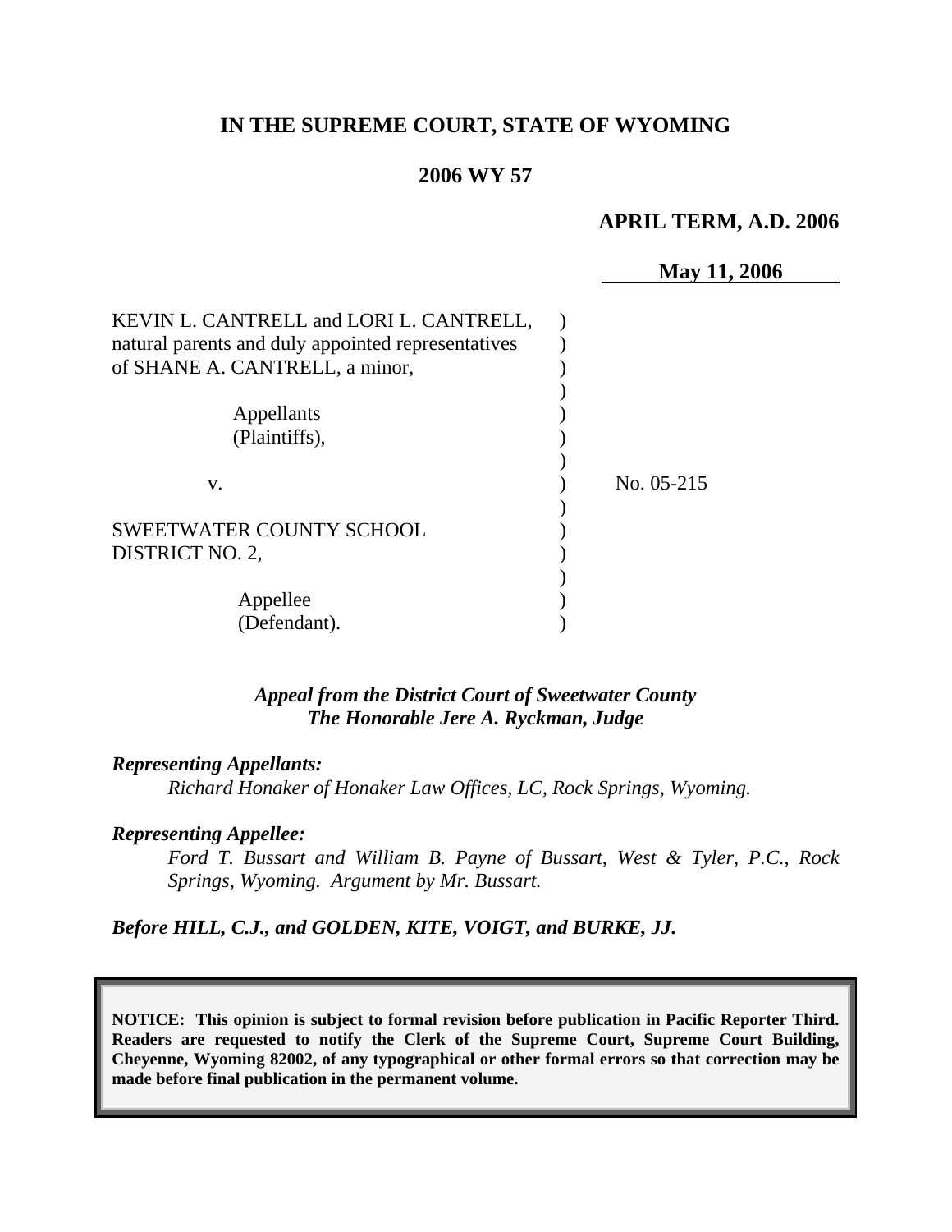**IN THE SUPREME COURT, STATE OF WYOMING**

**2006 WY 57**

**APRIL TERM, A.D. 2006**

**May 11, 2006**

KEVIN L. CANTRELL and LORI L. CANTRELL, natural parents and duly appointed representatives of SHANE A. CANTRELL, a minor,

Appellants (Plaintiffs),

v.

SWEETWATER COUNTY SCHOOL DISTRICT NO. 2,

Appellee (Defendant).

No. 05-215

*Appeal from the District Court of Sweetwater County*
*The Honorable Jere A. Ryckman, Judge*

***Representing Appellants:***

*Richard Honaker of Honaker Law Offices, LC, Rock Springs, Wyoming.*

***Representing Appellee:***

*Ford T. Bussart and William B. Payne of Bussart, West & Tyler, P.C., Rock Springs, Wyoming. Argument by Mr. Bussart.*

***Before HILL, C.J., and GOLDEN, KITE, VOIGT, and BURKE, JJ.***

**NOTICE: This opinion is subject to formal revision before publication in Pacific Reporter Third. Readers are requested to notify the Clerk of the Supreme Court, Supreme Court Building, Cheyenne, Wyoming 82002, of any typographical or other formal errors so that correction may be made before final publication in the permanent volume.**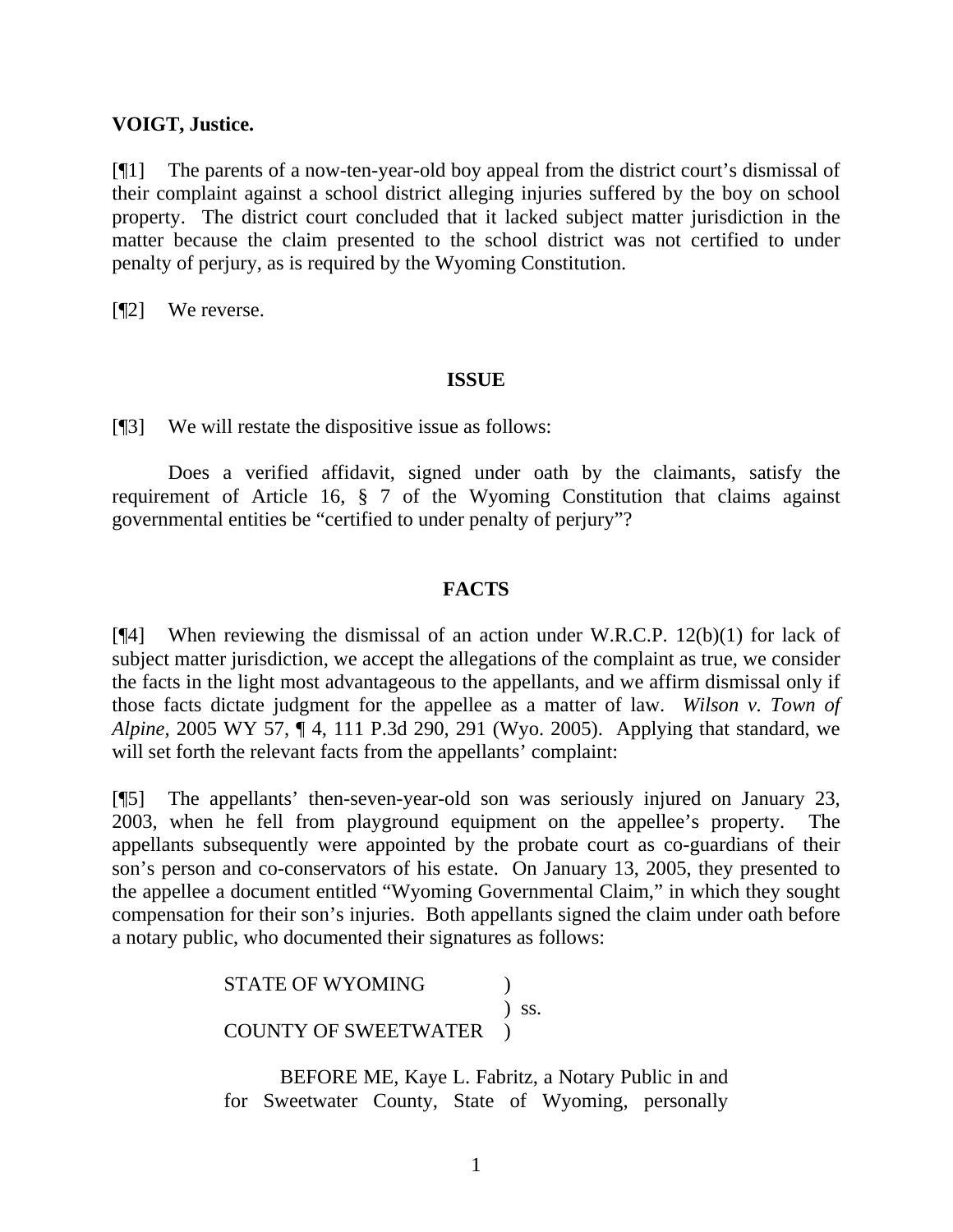**VOIGT, Justice.**

[¶1] The parents of a now-ten-year-old boy appeal from the district court's dismissal of their complaint against a school district alleging injuries suffered by the boy on school property. The district court concluded that it lacked subject matter jurisdiction in the matter because the claim presented to the school district was not certified to under penalty of perjury, as is required by the Wyoming Constitution.

[¶2] We reverse.

## ISSUE

[¶3] We will restate the dispositive issue as follows:

Does a verified affidavit, signed under oath by the claimants, satisfy the requirement of Article 16, § 7 of the Wyoming Constitution that claims against governmental entities be "certified to under penalty of perjury"?

## FACTS

[¶4] When reviewing the dismissal of an action under W.R.C.P. 12(b)(1) for lack of subject matter jurisdiction, we accept the allegations of the complaint as true, we consider the facts in the light most advantageous to the appellants, and we affirm dismissal only if those facts dictate judgment for the appellee as a matter of law. *Wilson v. Town of Alpine*, 2005 WY 57, ¶ 4, 111 P.3d 290, 291 (Wyo. 2005). Applying that standard, we will set forth the relevant facts from the appellants' complaint:

[¶5] The appellants' then-seven-year-old son was seriously injured on January 23, 2003, when he fell from playground equipment on the appellee's property. The appellants subsequently were appointed by the probate court as co-guardians of their son's person and co-conservators of his estate. On January 13, 2005, they presented to the appellee a document entitled "Wyoming Governmental Claim," in which they sought compensation for their son's injuries. Both appellants signed the claim under oath before a notary public, who documented their signatures as follows:

> STATE OF WYOMING )
> ) ss.
> COUNTY OF SWEETWATER )
>
> BEFORE ME, Kaye L. Fabritz, a Notary Public in and for Sweetwater County, State of Wyoming, personally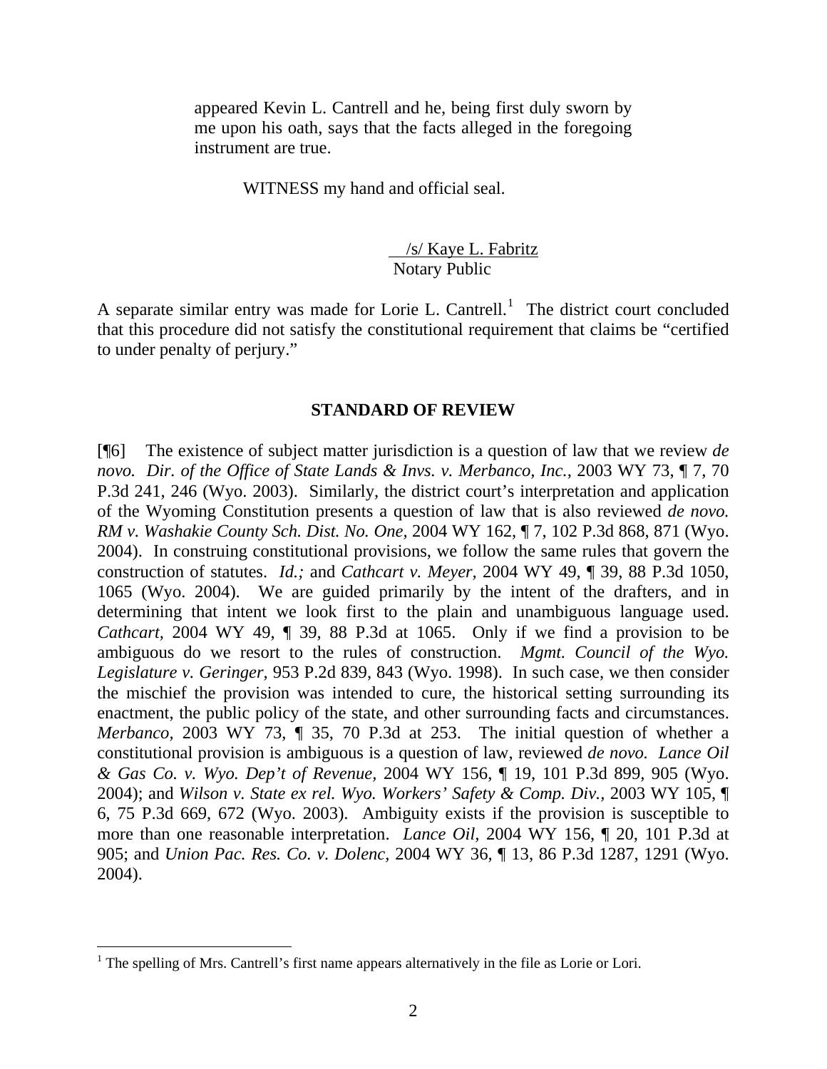> appeared Kevin L. Cantrell and he, being first duly sworn by me upon his oath, says that the facts alleged in the foregoing instrument are true.
>
> WITNESS my hand and official seal.
>
> /s/ Kaye L. Fabritz
> Notary Public

A separate similar entry was made for Lorie L. Cantrell.[1] The district court concluded that this procedure did not satisfy the constitutional requirement that claims be "certified to under penalty of perjury."

### STANDARD OF REVIEW

[¶6] The existence of subject matter jurisdiction is a question of law that we review *de novo*. *Dir. of the Office of State Lands & Invs. v. Merbanco, Inc.*, 2003 WY 73, ¶ 7, 70 P.3d 241, 246 (Wyo. 2003). Similarly, the district court's interpretation and application of the Wyoming Constitution presents a question of law that is also reviewed *de novo*. *RM v. Washakie County Sch. Dist. No. One*, 2004 WY 162, ¶ 7, 102 P.3d 868, 871 (Wyo. 2004). In construing constitutional provisions, we follow the same rules that govern the construction of statutes. *Id.;* and *Cathcart v. Meyer*, 2004 WY 49, ¶ 39, 88 P.3d 1050, 1065 (Wyo. 2004). We are guided primarily by the intent of the drafters, and in determining that intent we look first to the plain and unambiguous language used. *Cathcart*, 2004 WY 49, ¶ 39, 88 P.3d at 1065. Only if we find a provision to be ambiguous do we resort to the rules of construction. *Mgmt. Council of the Wyo. Legislature v. Geringer*, 953 P.2d 839, 843 (Wyo. 1998). In such case, we then consider the mischief the provision was intended to cure, the historical setting surrounding its enactment, the public policy of the state, and other surrounding facts and circumstances. *Merbanco*, 2003 WY 73, ¶ 35, 70 P.3d at 253. The initial question of whether a constitutional provision is ambiguous is a question of law, reviewed *de novo*. *Lance Oil & Gas Co. v. Wyo. Dep't of Revenue*, 2004 WY 156, ¶ 19, 101 P.3d 899, 905 (Wyo. 2004); and *Wilson v. State ex rel. Wyo. Workers' Safety & Comp. Div.*, 2003 WY 105, ¶ 6, 75 P.3d 669, 672 (Wyo. 2003). Ambiguity exists if the provision is susceptible to more than one reasonable interpretation. *Lance Oil*, 2004 WY 156, ¶ 20, 101 P.3d at 905; and *Union Pac. Res. Co. v. Dolenc*, 2004 WY 36, ¶ 13, 86 P.3d 1287, 1291 (Wyo. 2004).

---

[1] The spelling of Mrs. Cantrell's first name appears alternatively in the file as Lorie or Lori.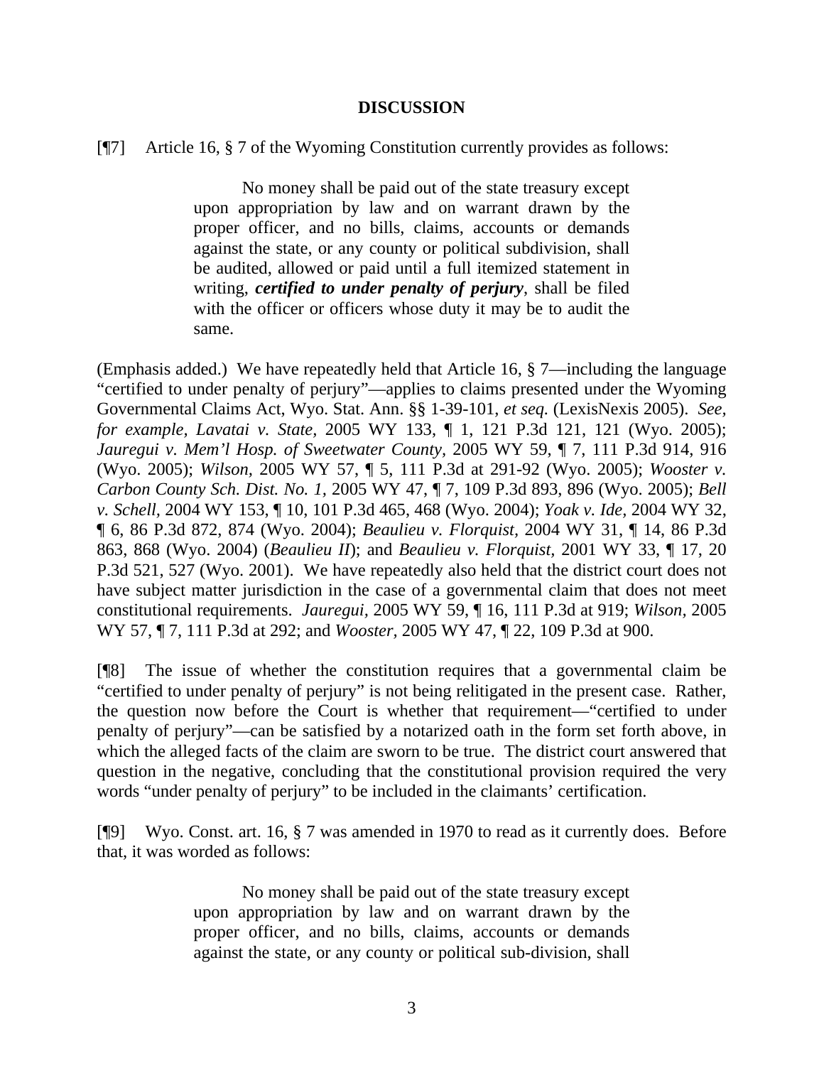## DISCUSSION

[¶7] Article 16, § 7 of the Wyoming Constitution currently provides as follows:

> No money shall be paid out of the state treasury except upon appropriation by law and on warrant drawn by the proper officer, and no bills, claims, accounts or demands against the state, or any county or political subdivision, shall be audited, allowed or paid until a full itemized statement in writing, ***certified to under penalty of perjury***, shall be filed with the officer or officers whose duty it may be to audit the same.

(Emphasis added.) We have repeatedly held that Article 16, § 7—including the language "certified to under penalty of perjury"—applies to claims presented under the Wyoming Governmental Claims Act, Wyo. Stat. Ann. §§ 1-39-101, *et seq.* (LexisNexis 2005). *See, for example, Lavatai v. State*, 2005 WY 133, ¶ 1, 121 P.3d 121, 121 (Wyo. 2005); *Jauregui v. Mem'l Hosp. of Sweetwater County*, 2005 WY 59, ¶ 7, 111 P.3d 914, 916 (Wyo. 2005); *Wilson*, 2005 WY 57, ¶ 5, 111 P.3d at 291-92 (Wyo. 2005); *Wooster v. Carbon County Sch. Dist. No. 1*, 2005 WY 47, ¶ 7, 109 P.3d 893, 896 (Wyo. 2005); *Bell v. Schell*, 2004 WY 153, ¶ 10, 101 P.3d 465, 468 (Wyo. 2004); *Yoak v. Ide*, 2004 WY 32, ¶ 6, 86 P.3d 872, 874 (Wyo. 2004); *Beaulieu v. Florquist*, 2004 WY 31, ¶ 14, 86 P.3d 863, 868 (Wyo. 2004) (*Beaulieu II*); and *Beaulieu v. Florquist*, 2001 WY 33, ¶ 17, 20 P.3d 521, 527 (Wyo. 2001). We have repeatedly also held that the district court does not have subject matter jurisdiction in the case of a governmental claim that does not meet constitutional requirements. *Jauregui*, 2005 WY 59, ¶ 16, 111 P.3d at 919; *Wilson*, 2005 WY 57, ¶ 7, 111 P.3d at 292; and *Wooster*, 2005 WY 47, ¶ 22, 109 P.3d at 900.

[¶8] The issue of whether the constitution requires that a governmental claim be "certified to under penalty of perjury" is not being relitigated in the present case. Rather, the question now before the Court is whether that requirement—"certified to under penalty of perjury"—can be satisfied by a notarized oath in the form set forth above, in which the alleged facts of the claim are sworn to be true. The district court answered that question in the negative, concluding that the constitutional provision required the very words "under penalty of perjury" to be included in the claimants' certification.

[¶9] Wyo. Const. art. 16, § 7 was amended in 1970 to read as it currently does. Before that, it was worded as follows:

> No money shall be paid out of the state treasury except upon appropriation by law and on warrant drawn by the proper officer, and no bills, claims, accounts or demands against the state, or any county or political sub-division, shall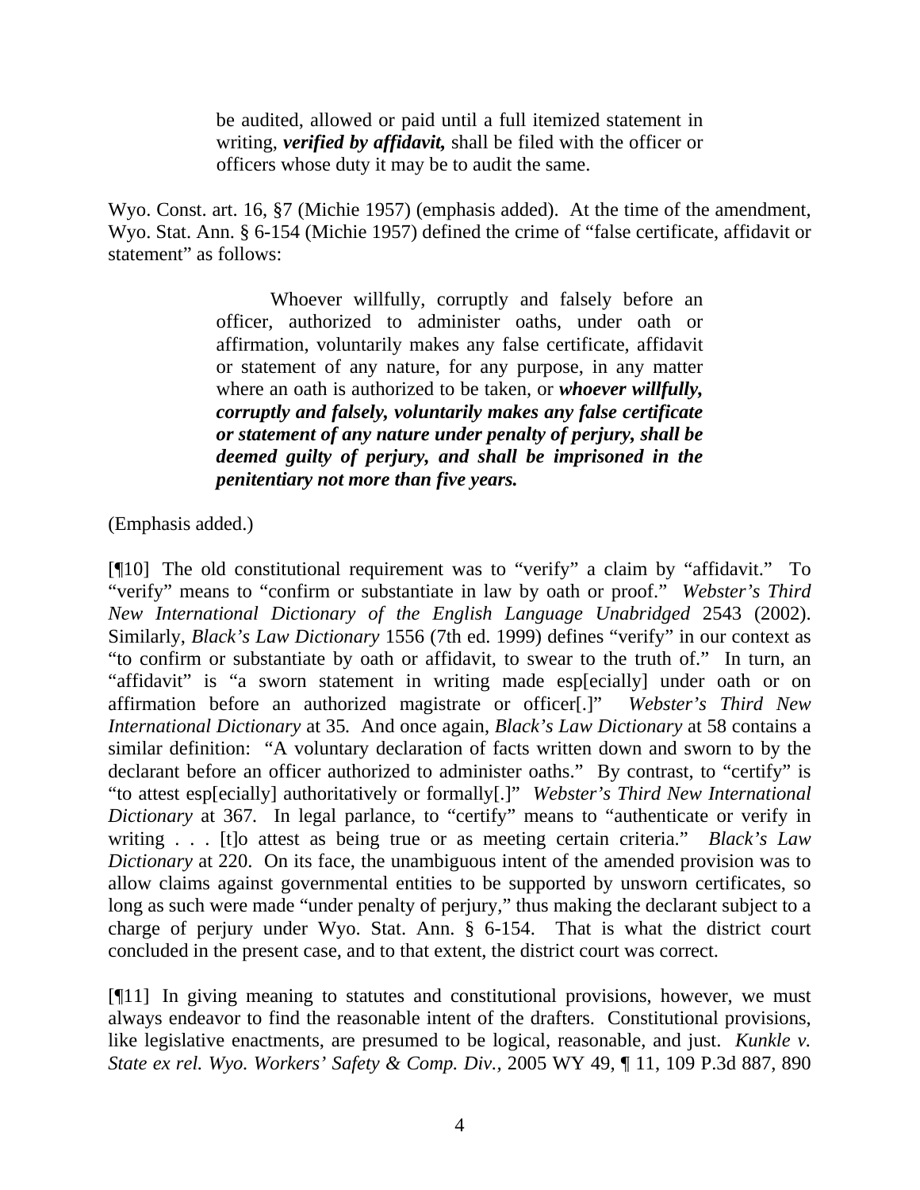> be audited, allowed or paid until a full itemized statement in writing, ***verified by affidavit,*** shall be filed with the officer or officers whose duty it may be to audit the same.

Wyo. Const. art. 16, §7 (Michie 1957) (emphasis added). At the time of the amendment, Wyo. Stat. Ann. § 6-154 (Michie 1957) defined the crime of "false certificate, affidavit or statement" as follows:

> Whoever willfully, corruptly and falsely before an officer, authorized to administer oaths, under oath or affirmation, voluntarily makes any false certificate, affidavit or statement of any nature, for any purpose, in any matter where an oath is authorized to be taken, or ***whoever willfully, corruptly and falsely, voluntarily makes any false certificate or statement of any nature under penalty of perjury, shall be deemed guilty of perjury, and shall be imprisoned in the penitentiary not more than five years.***

(Emphasis added.)

[¶10] The old constitutional requirement was to "verify" a claim by "affidavit." To "verify" means to "confirm or substantiate in law by oath or proof." *Webster's Third New International Dictionary of the English Language Unabridged* 2543 (2002). Similarly, *Black's Law Dictionary* 1556 (7th ed. 1999) defines "verify" in our context as "to confirm or substantiate by oath or affidavit, to swear to the truth of." In turn, an "affidavit" is "a sworn statement in writing made esp[ecially] under oath or on affirmation before an authorized magistrate or officer[.]" *Webster's Third New International Dictionary* at 35. And once again, *Black's Law Dictionary* at 58 contains a similar definition: "A voluntary declaration of facts written down and sworn to by the declarant before an officer authorized to administer oaths." By contrast, to "certify" is "to attest esp[ecially] authoritatively or formally[.]" *Webster's Third New International Dictionary* at 367. In legal parlance, to "certify" means to "authenticate or verify in writing . . . [t]o attest as being true or as meeting certain criteria." *Black's Law Dictionary* at 220. On its face, the unambiguous intent of the amended provision was to allow claims against governmental entities to be supported by unsworn certificates, so long as such were made "under penalty of perjury," thus making the declarant subject to a charge of perjury under Wyo. Stat. Ann. § 6-154. That is what the district court concluded in the present case, and to that extent, the district court was correct.

[¶11] In giving meaning to statutes and constitutional provisions, however, we must always endeavor to find the reasonable intent of the drafters. Constitutional provisions, like legislative enactments, are presumed to be logical, reasonable, and just. *Kunkle v. State ex rel. Wyo. Workers' Safety & Comp. Div.*, 2005 WY 49, ¶ 11, 109 P.3d 887, 890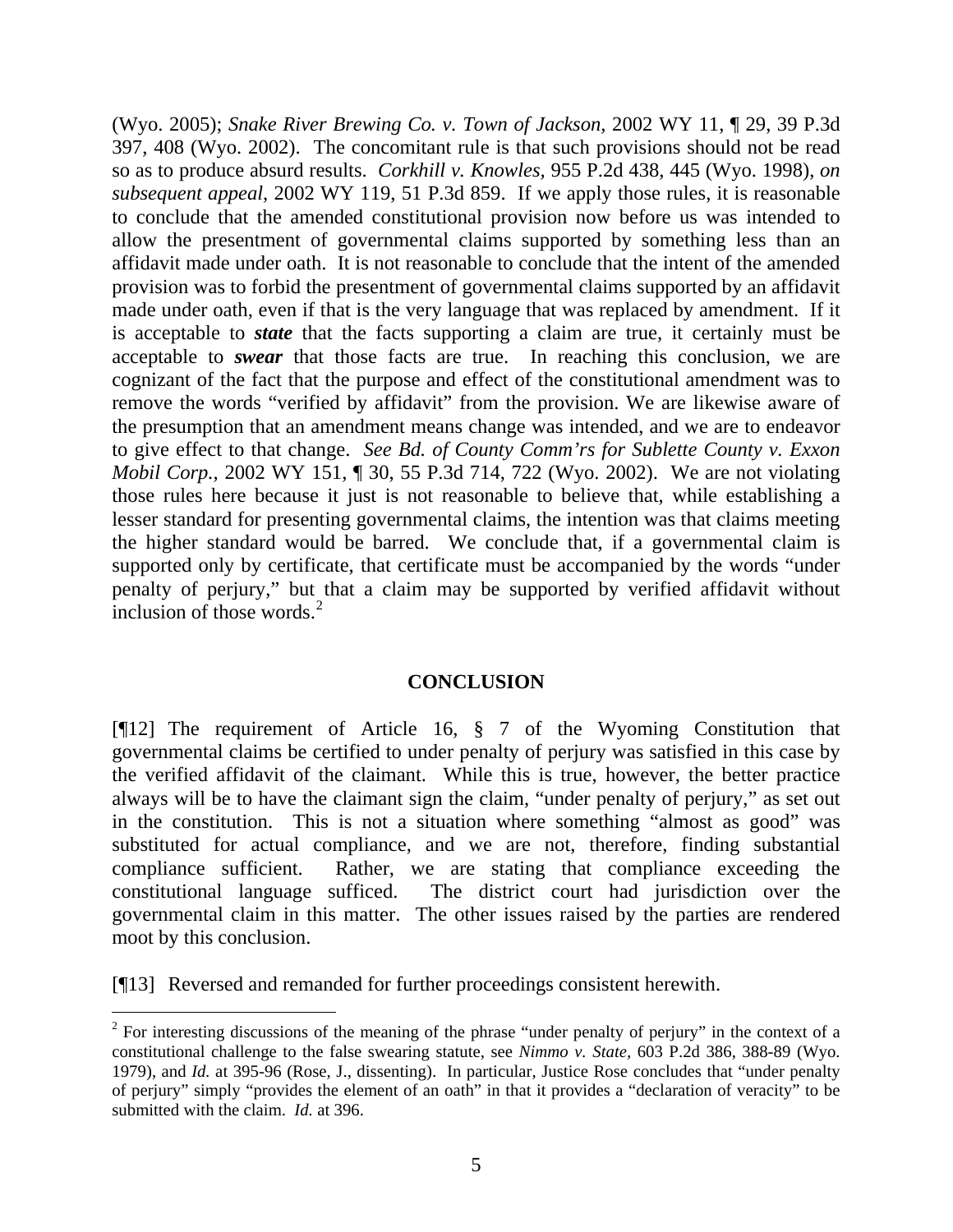(Wyo. 2005); *Snake River Brewing Co. v. Town of Jackson*, 2002 WY 11, ¶ 29, 39 P.3d 397, 408 (Wyo. 2002). The concomitant rule is that such provisions should not be read so as to produce absurd results. *Corkhill v. Knowles*, 955 P.2d 438, 445 (Wyo. 1998), *on subsequent appeal*, 2002 WY 119, 51 P.3d 859. If we apply those rules, it is reasonable to conclude that the amended constitutional provision now before us was intended to allow the presentment of governmental claims supported by something less than an affidavit made under oath. It is not reasonable to conclude that the intent of the amended provision was to forbid the presentment of governmental claims supported by an affidavit made under oath, even if that is the very language that was replaced by amendment. If it is acceptable to ***state*** that the facts supporting a claim are true, it certainly must be acceptable to ***swear*** that those facts are true. In reaching this conclusion, we are cognizant of the fact that the purpose and effect of the constitutional amendment was to remove the words "verified by affidavit" from the provision. We are likewise aware of the presumption that an amendment means change was intended, and we are to endeavor to give effect to that change. *See Bd. of County Comm'rs for Sublette County v. Exxon Mobil Corp.*, 2002 WY 151, ¶ 30, 55 P.3d 714, 722 (Wyo. 2002). We are not violating those rules here because it just is not reasonable to believe that, while establishing a lesser standard for presenting governmental claims, the intention was that claims meeting the higher standard would be barred. We conclude that, if a governmental claim is supported only by certificate, that certificate must be accompanied by the words "under penalty of perjury," but that a claim may be supported by verified affidavit without inclusion of those words.[2]

## CONCLUSION

[¶12] The requirement of Article 16, § 7 of the Wyoming Constitution that governmental claims be certified to under penalty of perjury was satisfied in this case by the verified affidavit of the claimant. While this is true, however, the better practice always will be to have the claimant sign the claim, "under penalty of perjury," as set out in the constitution. This is not a situation where something "almost as good" was substituted for actual compliance, and we are not, therefore, finding substantial compliance sufficient. Rather, we are stating that compliance exceeding the constitutional language sufficed. The district court had jurisdiction over the governmental claim in this matter. The other issues raised by the parties are rendered moot by this conclusion.

[¶13] Reversed and remanded for further proceedings consistent herewith.

---

[2] For interesting discussions of the meaning of the phrase "under penalty of perjury" in the context of a constitutional challenge to the false swearing statute, see *Nimmo v. State*, 603 P.2d 386, 388-89 (Wyo. 1979), and *Id.* at 395-96 (Rose, J., dissenting). In particular, Justice Rose concludes that "under penalty of perjury" simply "provides the element of an oath" in that it provides a "declaration of veracity" to be submitted with the claim. *Id.* at 396.